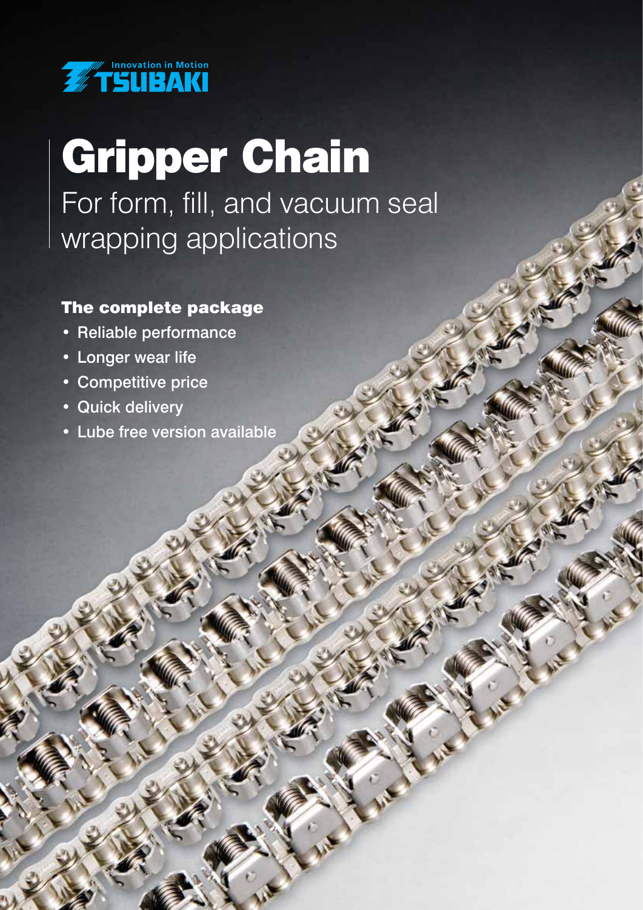Innovation in Motion

TSUBAKI

# Gripper Chain

For form, fill, and vacuum seal wrapping applications

### The complete package

- Reliable performance
- Longer wear life
- Competitive price
- Quick delivery
- Lube free version available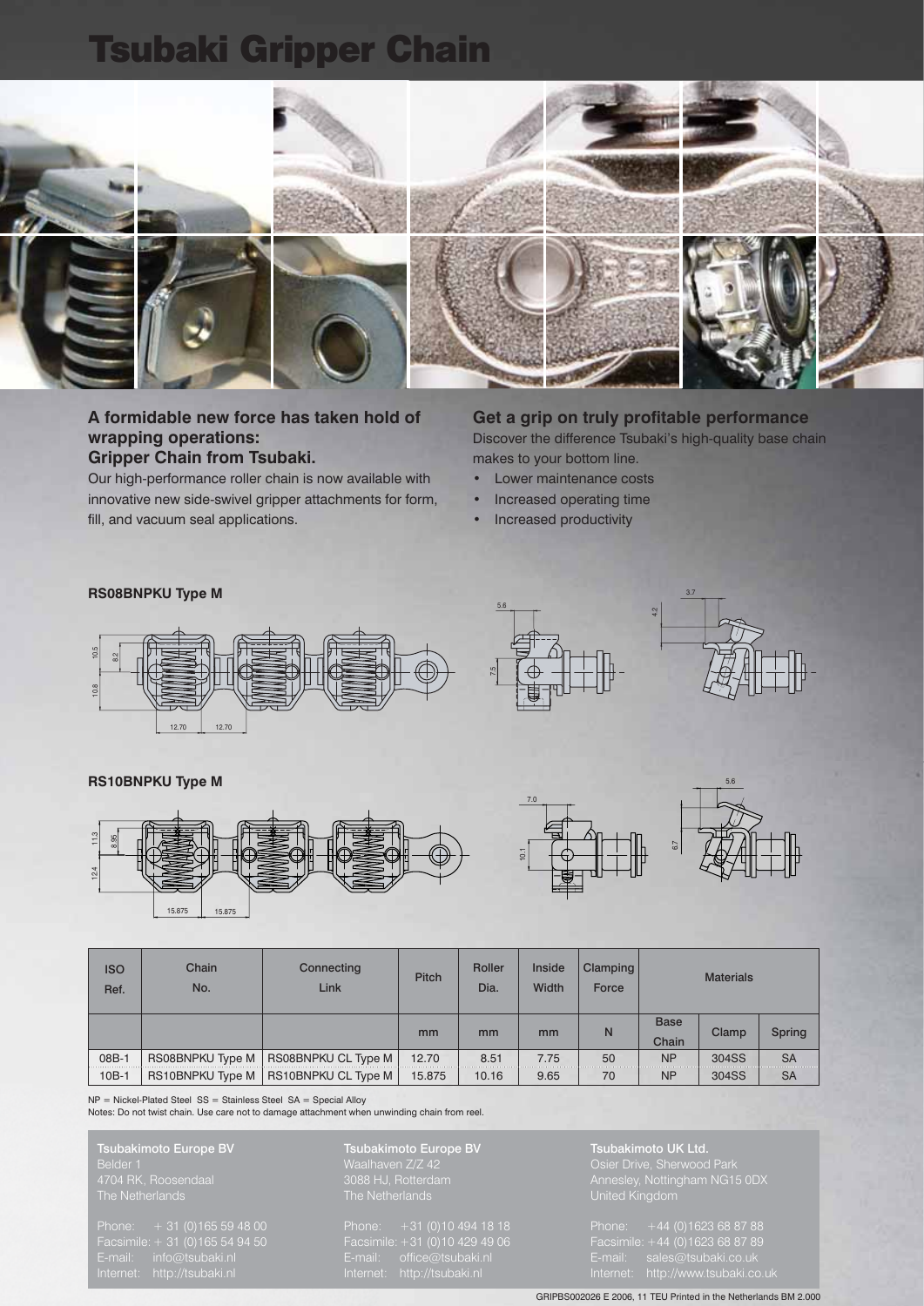# Tsubaki Gripper Chain

### A formidable new force has taken hold of wrapping operations: Gripper Chain from Tsubaki.

Our high-performance roller chain is now available with innovative new side-swivel gripper attachments for form, fill, and vacuum seal applications.

### Get a grip on truly profitable performance

Discover the difference Tsubaki's high-quality base chain makes to your bottom line.

- Lower maintenance costs
- Increased operating time
- Increased productivity

**RS08BNPKU Type M**

10.5
8.2
10.8
12.70
12.70
5.6
7.5
3.7
4.2

**RS10BNPKU Type M**

11.3
8.95
12.4
15.875
15.875
7.0
10.1
5.6
6.7

| ISO Ref. | Chain No. | Connecting Link | Pitch | Roller Dia. | Inside Width | Clamping Force | Materials | | |
|---|---|---|---|---|---|---|---|---|---|
| | | | mm | mm | mm | N | Base Chain | Clamp | Spring |
| 08B-1 | RS08BNPKU Type M | RS08BNPKU CL Type M | 12.70 | 8.51 | 7.75 | 50 | NP | 304SS | SA |
| 10B-1 | RS10BNPKU Type M | RS10BNPKU CL Type M | 15.875 | 10.16 | 9.65 | 70 | NP | 304SS | SA |

NP = Nickel-Plated Steel SS = Stainless Steel SA = Special Alloy
Notes: Do not twist chain. Use care not to damage attachment when unwinding chain from reel.

**Tsubakimoto Europe BV**
Belder 1
4704 RK, Roosendaal
The Netherlands

Phone: + 31 (0)165 59 48 00
Facsimile: + 31 (0)165 54 94 50
E-mail: info@tsubaki.nl
Internet: http://tsubaki.nl

**Tsubakimoto Europe BV**
Waalhaven Z/Z 42
3088 HJ, Rotterdam
The Netherlands

Phone: +31 (0)10 494 18 18
Facsimile: +31 (0)10 429 49 06
E-mail: office@tsubaki.nl
Internet: http://tsubaki.nl

**Tsubakimoto UK Ltd.**
Osier Drive, Sherwood Park
Annesley, Nottingham NG15 0DX
United Kingdom

Phone: +44 (0)1623 68 87 88
Facsimile: +44 (0)1623 68 87 89
E-mail: sales@tsubaki.co.uk
Internet: http://www.tsubaki.co.uk

GRIPBS002026 E 2006, 11 TEU Printed in the Netherlands BM 2.000